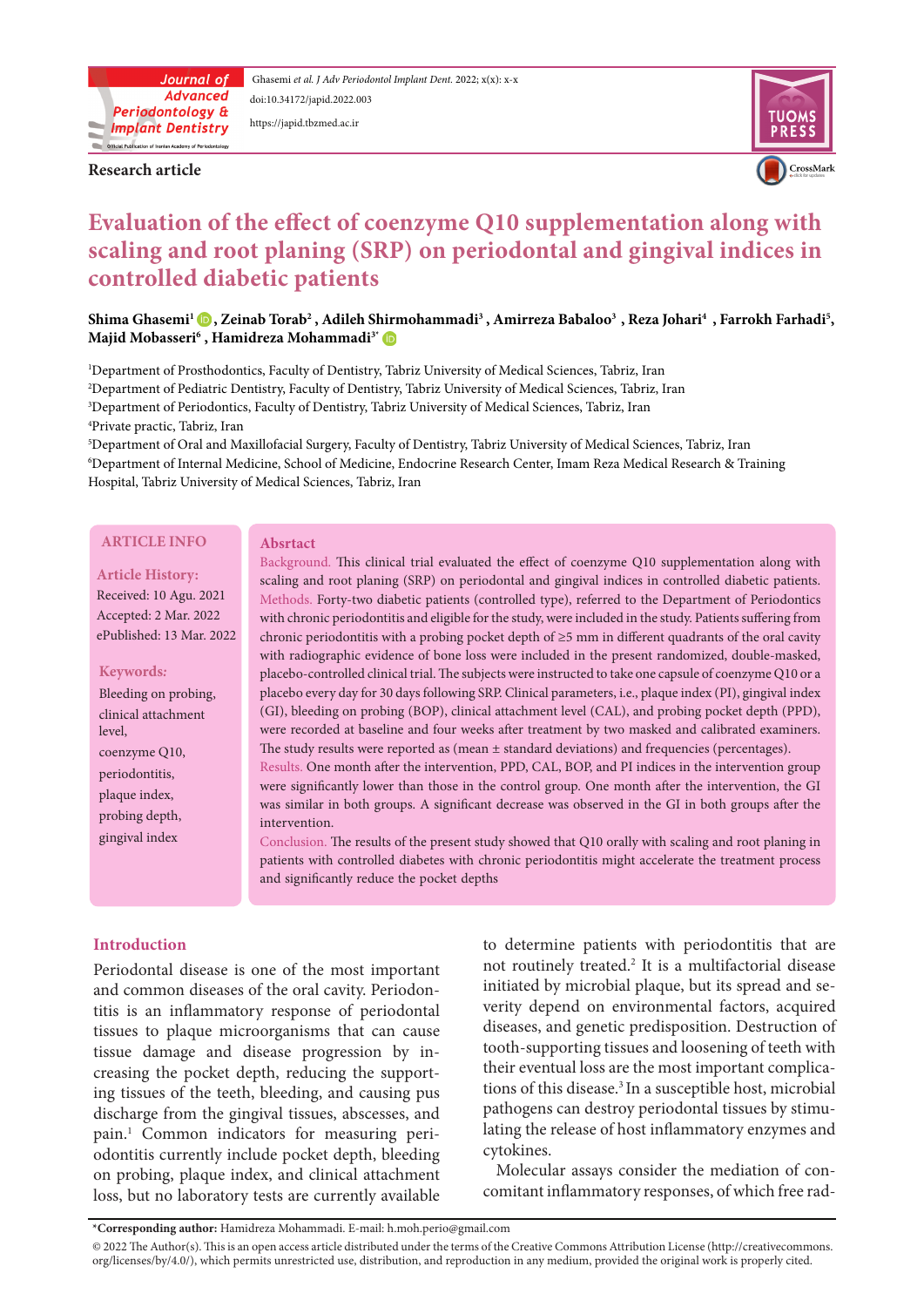Research article

# Evaluation of the effect of coenzyme Q10 supplementation along with scaling and root planing (SRP) on periodontal and gingival indices in controlled diabetic patients

**Shima Ghasemi[1], Zeinab Torab[2], Adileh Shirmohammadi[3], Amirreza Babaloo[3], Reza Johari[4], Farrokh Farhadi[5], Majid Mobasseri[6], Hamidreza Mohammadi[3*]**

[1]Department of Prosthodontics, Faculty of Dentistry, Tabriz University of Medical Sciences, Tabriz, Iran
[2]Department of Pediatric Dentistry, Faculty of Dentistry, Tabriz University of Medical Sciences, Tabriz, Iran
[3]Department of Periodontics, Faculty of Dentistry, Tabriz University of Medical Sciences, Tabriz, Iran
[4]Private practic, Tabriz, Iran
[5]Department of Oral and Maxillofacial Surgery, Faculty of Dentistry, Tabriz University of Medical Sciences, Tabriz, Iran
[6]Department of Internal Medicine, School of Medicine, Endocrine Research Center, Imam Reza Medical Research & Training Hospital, Tabriz University of Medical Sciences, Tabriz, Iran

## ARTICLE INFO

**Article History:**
Received: 10 Agu. 2021
Accepted: 2 Mar. 2022
ePublished: 13 Mar. 2022

**Keywords:**
Bleeding on probing, clinical attachment level, coenzyme Q10, periodontitis, plaque index, probing depth, gingival index

## Absrtact

**Background.** This clinical trial evaluated the effect of coenzyme Q10 supplementation along with scaling and root planing (SRP) on periodontal and gingival indices in controlled diabetic patients.

**Methods.** Forty-two diabetic patients (controlled type), referred to the Department of Periodontics with chronic periodontitis and eligible for the study, were included in the study. Patients suffering from chronic periodontitis with a probing pocket depth of ≥5 mm in different quadrants of the oral cavity with radiographic evidence of bone loss were included in the present randomized, double-masked, placebo-controlled clinical trial. The subjects were instructed to take one capsule of coenzyme Q10 or a placebo every day for 30 days following SRP. Clinical parameters, i.e., plaque index (PI), gingival index (GI), bleeding on probing (BOP), clinical attachment level (CAL), and probing pocket depth (PPD), were recorded at baseline and four weeks after treatment by two masked and calibrated examiners. The study results were reported as (mean ± standard deviations) and frequencies (percentages).

**Results.** One month after the intervention, PPD, CAL, BOP, and PI indices in the intervention group were significantly lower than those in the control group. One month after the intervention, the GI was similar in both groups. A significant decrease was observed in the GI in both groups after the intervention.

**Conclusion.** The results of the present study showed that Q10 orally with scaling and root planing in patients with controlled diabetes with chronic periodontitis might accelerate the treatment process and significantly reduce the pocket depths

## Introduction

Periodontal disease is one of the most important and common diseases of the oral cavity. Periodontitis is an inflammatory response of periodontal tissues to plaque microorganisms that can cause tissue damage and disease progression by increasing the pocket depth, reducing the supporting tissues of the teeth, bleeding, and causing pus discharge from the gingival tissues, abscesses, and pain.[1] Common indicators for measuring periodontitis currently include pocket depth, bleeding on probing, plaque index, and clinical attachment loss, but no laboratory tests are currently available to determine patients with periodontitis that are not routinely treated.[2] It is a multifactorial disease initiated by microbial plaque, but its spread and severity depend on environmental factors, acquired diseases, and genetic predisposition. Destruction of tooth-supporting tissues and loosening of teeth with their eventual loss are the most important complications of this disease.[3] In a susceptible host, microbial pathogens can destroy periodontal tissues by stimulating the release of host inflammatory enzymes and cytokines.

Molecular assays consider the mediation of concomitant inflammatory responses, of which free rad-

*Corresponding author: Hamidreza Mohammadi. E-mail: h.moh.perio@gmail.com

© 2022 The Author(s). This is an open access article distributed under the terms of the Creative Commons Attribution License (http://creativecommons.org/licenses/by/4.0/), which permits unrestricted use, distribution, and reproduction in any medium, provided the original work is properly cited.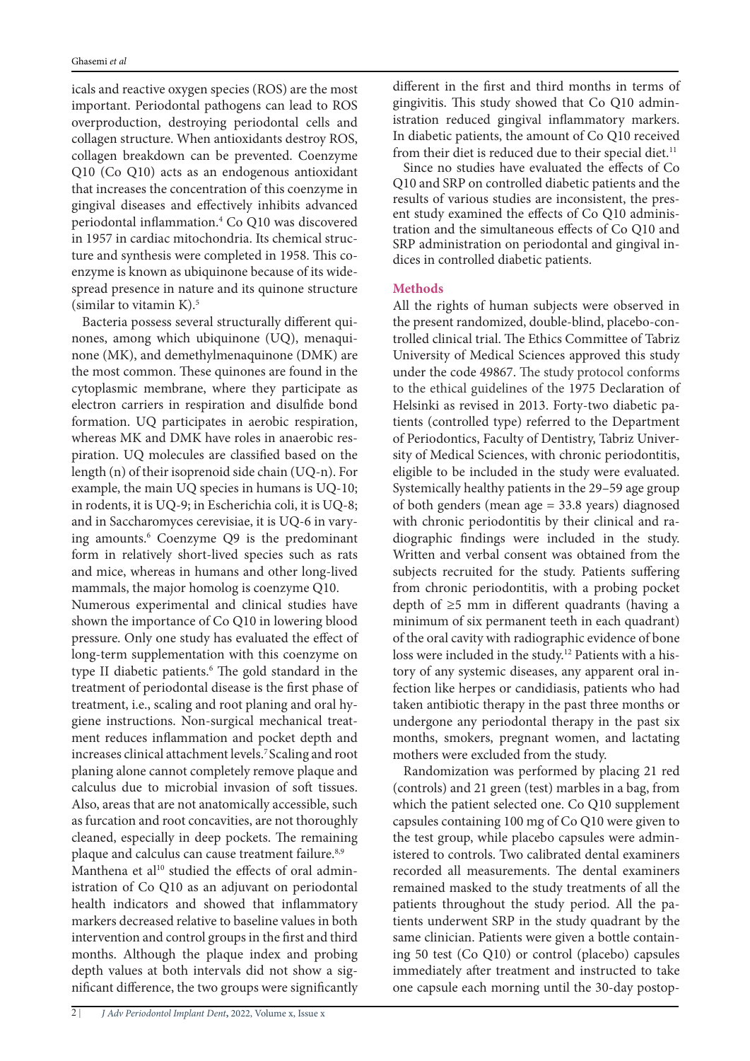icals and reactive oxygen species (ROS) are the most important. Periodontal pathogens can lead to ROS overproduction, destroying periodontal cells and collagen structure. When antioxidants destroy ROS, collagen breakdown can be prevented. Coenzyme Q10 (Co Q10) acts as an endogenous antioxidant that increases the concentration of this coenzyme in gingival diseases and effectively inhibits advanced periodontal inflammation.[4] Co Q10 was discovered in 1957 in cardiac mitochondria. Its chemical structure and synthesis were completed in 1958. This coenzyme is known as ubiquinone because of its widespread presence in nature and its quinone structure (similar to vitamin K).[5]

Bacteria possess several structurally different quinones, among which ubiquinone (UQ), menaquinone (MK), and demethylmenaquinone (DMK) are the most common. These quinones are found in the cytoplasmic membrane, where they participate as electron carriers in respiration and disulfide bond formation. UQ participates in aerobic respiration, whereas MK and DMK have roles in anaerobic respiration. UQ molecules are classified based on the length (n) of their isoprenoid side chain (UQ-n). For example, the main UQ species in humans is UQ-10; in rodents, it is UQ-9; in Escherichia coli, it is UQ-8; and in Saccharomyces cerevisiae, it is UQ-6 in varying amounts.[6] Coenzyme Q9 is the predominant form in relatively short-lived species such as rats and mice, whereas in humans and other long-lived mammals, the major homolog is coenzyme Q10.

Numerous experimental and clinical studies have shown the importance of Co Q10 in lowering blood pressure. Only one study has evaluated the effect of long-term supplementation with this coenzyme on type II diabetic patients.[6] The gold standard in the treatment of periodontal disease is the first phase of treatment, i.e., scaling and root planing and oral hygiene instructions. Non-surgical mechanical treatment reduces inflammation and pocket depth and increases clinical attachment levels.[7] Scaling and root planing alone cannot completely remove plaque and calculus due to microbial invasion of soft tissues. Also, areas that are not anatomically accessible, such as furcation and root concavities, are not thoroughly cleaned, especially in deep pockets. The remaining plaque and calculus can cause treatment failure.[8,9]

Manthena et al[10] studied the effects of oral administration of Co Q10 as an adjuvant on periodontal health indicators and showed that inflammatory markers decreased relative to baseline values in both intervention and control groups in the first and third months. Although the plaque index and probing depth values at both intervals did not show a significant difference, the two groups were significantly different in the first and third months in terms of gingivitis. This study showed that Co Q10 administration reduced gingival inflammatory markers. In diabetic patients, the amount of Co Q10 received from their diet is reduced due to their special diet.[11]

Since no studies have evaluated the effects of Co Q10 and SRP on controlled diabetic patients and the results of various studies are inconsistent, the present study examined the effects of Co Q10 administration and the simultaneous effects of Co Q10 and SRP administration on periodontal and gingival indices in controlled diabetic patients.

## Methods

All the rights of human subjects were observed in the present randomized, double-blind, placebo-controlled clinical trial. The Ethics Committee of Tabriz University of Medical Sciences approved this study under the code 49867. The study protocol conforms to the ethical guidelines of the 1975 Declaration of Helsinki as revised in 2013. Forty-two diabetic patients (controlled type) referred to the Department of Periodontics, Faculty of Dentistry, Tabriz University of Medical Sciences, with chronic periodontitis, eligible to be included in the study were evaluated. Systemically healthy patients in the 29–59 age group of both genders (mean age = 33.8 years) diagnosed with chronic periodontitis by their clinical and radiographic findings were included in the study. Written and verbal consent was obtained from the subjects recruited for the study. Patients suffering from chronic periodontitis, with a probing pocket depth of ≥5 mm in different quadrants (having a minimum of six permanent teeth in each quadrant) of the oral cavity with radiographic evidence of bone loss were included in the study.[12] Patients with a history of any systemic diseases, any apparent oral infection like herpes or candidiasis, patients who had taken antibiotic therapy in the past three months or undergone any periodontal therapy in the past six months, smokers, pregnant women, and lactating mothers were excluded from the study.

Randomization was performed by placing 21 red (controls) and 21 green (test) marbles in a bag, from which the patient selected one. Co Q10 supplement capsules containing 100 mg of Co Q10 were given to the test group, while placebo capsules were administered to controls. Two calibrated dental examiners recorded all measurements. The dental examiners remained masked to the study treatments of all the patients throughout the study period. All the patients underwent SRP in the study quadrant by the same clinician. Patients were given a bottle containing 50 test (Co Q10) or control (placebo) capsules immediately after treatment and instructed to take one capsule each morning until the 30-day postop-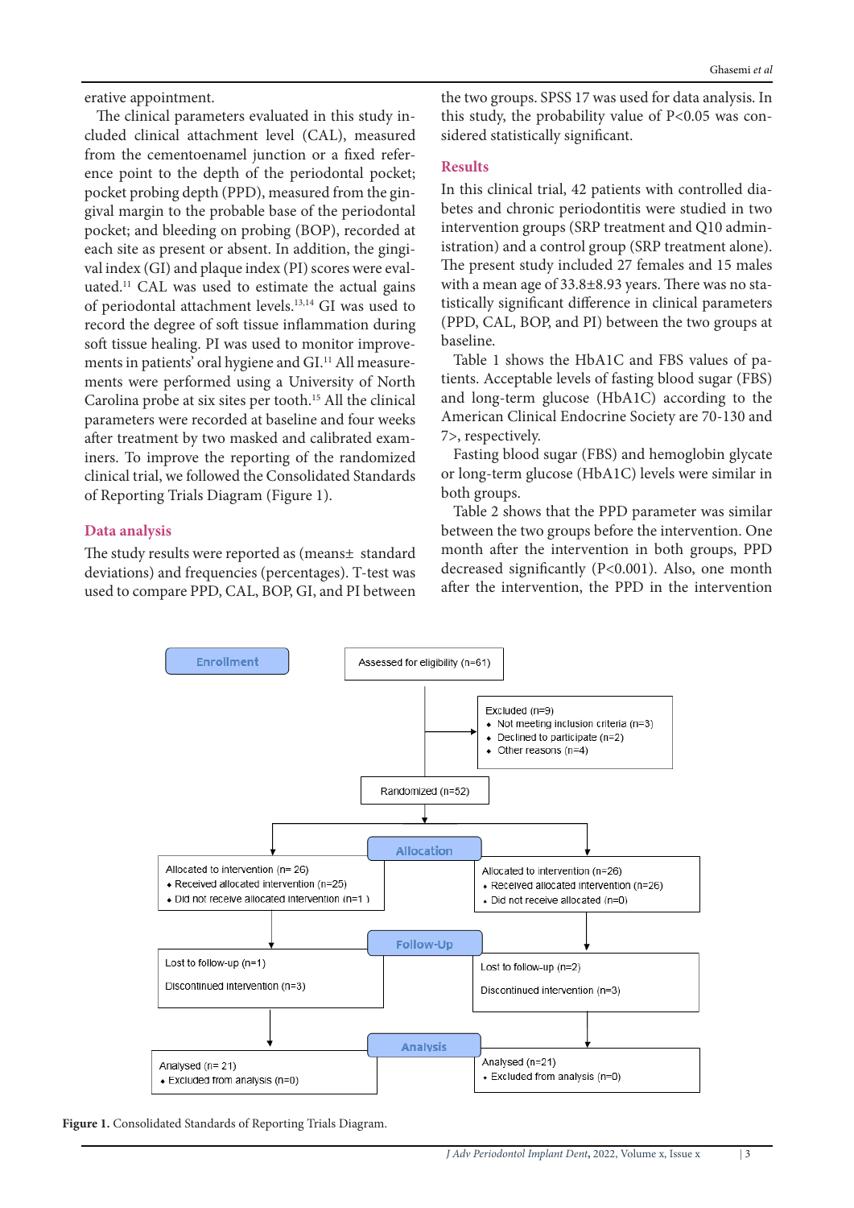erative appointment.

The clinical parameters evaluated in this study included clinical attachment level (CAL), measured from the cementoenamel junction or a fixed reference point to the depth of the periodontal pocket; pocket probing depth (PPD), measured from the gingival margin to the probable base of the periodontal pocket; and bleeding on probing (BOP), recorded at each site as present or absent. In addition, the gingival index (GI) and plaque index (PI) scores were evaluated.[11] CAL was used to estimate the actual gains of periodontal attachment levels.[13,14] GI was used to record the degree of soft tissue inflammation during soft tissue healing. PI was used to monitor improvements in patients' oral hygiene and GI.[11] All measurements were performed using a University of North Carolina probe at six sites per tooth.[15] All the clinical parameters were recorded at baseline and four weeks after treatment by two masked and calibrated examiners. To improve the reporting of the randomized clinical trial, we followed the Consolidated Standards of Reporting Trials Diagram (Figure 1).

## Data analysis

The study results were reported as (means± standard deviations) and frequencies (percentages). T-test was used to compare PPD, CAL, BOP, GI, and PI between the two groups. SPSS 17 was used for data analysis. In this study, the probability value of $P<0.05$ was considered statistically significant.

## Results

In this clinical trial, 42 patients with controlled diabetes and chronic periodontitis were studied in two intervention groups (SRP treatment and Q10 administration) and a control group (SRP treatment alone). The present study included 27 females and 15 males with a mean age of 33.8±8.93 years. There was no statistically significant difference in clinical parameters (PPD, CAL, BOP, and PI) between the two groups at baseline.

Table 1 shows the HbA1C and FBS values of patients. Acceptable levels of fasting blood sugar (FBS) and long-term glucose (HbA1C) according to the American Clinical Endocrine Society are 70-130 and 7>, respectively.

Fasting blood sugar (FBS) and hemoglobin glycate or long-term glucose (HbA1C) levels were similar in both groups.

Table 2 shows that the PPD parameter was similar between the two groups before the intervention. One month after the intervention in both groups, PPD decreased significantly ($P<0.001$). Also, one month after the intervention, the PPD in the intervention

Enrollment

Assessed for eligibility (n=61)

Excluded (n=9)
- Not meeting inclusion criteria (n=3)
- Declined to participate (n=2)
- Other reasons (n=4)

Randomized (n=52)

Allocation

Allocated to intervention (n= 26)
- Received allocated intervention (n=25)
- Did not receive allocated intervention (n=1 )

Allocated to intervention (n=26)
- Received allocated intervention (n=26)
- Did not receive allocated (n=0)

Follow-Up

Lost to follow-up (n=1)

Discontinued intervention (n=3)

Lost to follow-up (n=2)

Discontinued intervention (n=3)

Analysis

Analysed (n= 21)
- Excluded from analysis (n=0)

Analysed (n=21)
- Excluded from analysis (n=0)

**Figure 1.** Consolidated Standards of Reporting Trials Diagram.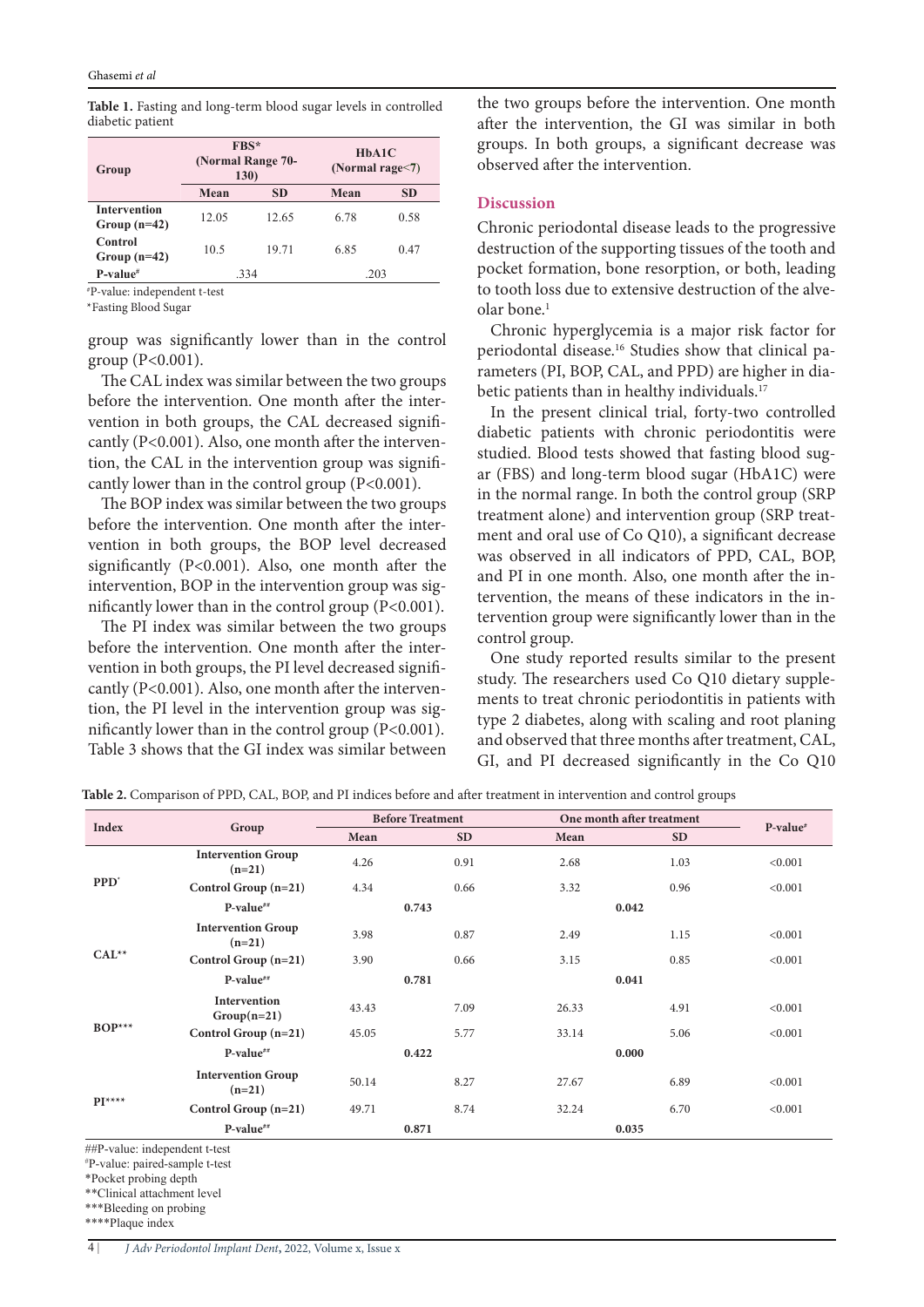**Table 1.** Fasting and long-term blood sugar levels in controlled diabetic patient

| Group | FBS* (Normal Range 70-130) | | HbA1C (Normal rage<7) | |
|---|---|---|---|---|
| | Mean | SD | Mean | SD |
| Intervention Group (n=42) | 12.05 | 12.65 | 6.78 | 0.58 |
| Control Group (n=42) | 10.5 | 19.71 | 6.85 | 0.47 |
| P-value# | .334 | | .203 | |

#P-value: independent t-test

*Fasting Blood Sugar

group was significantly lower than in the control group (P<0.001).

The CAL index was similar between the two groups before the intervention. One month after the intervention in both groups, the CAL decreased significantly (P<0.001). Also, one month after the intervention, the CAL in the intervention group was significantly lower than in the control group (P<0.001).

The BOP index was similar between the two groups before the intervention. One month after the intervention in both groups, the BOP level decreased significantly (P<0.001). Also, one month after the intervention, BOP in the intervention group was significantly lower than in the control group (P<0.001).

The PI index was similar between the two groups before the intervention. One month after the intervention in both groups, the PI level decreased significantly (P<0.001). Also, one month after the intervention, the PI level in the intervention group was significantly lower than in the control group (P<0.001). Table 3 shows that the GI index was similar between the two groups before the intervention. One month after the intervention, the GI was similar in both groups. In both groups, a significant decrease was observed after the intervention.

## Discussion

Chronic periodontal disease leads to the progressive destruction of the supporting tissues of the tooth and pocket formation, bone resorption, or both, leading to tooth loss due to extensive destruction of the alveolar bone.[1]

Chronic hyperglycemia is a major risk factor for periodontal disease.[16] Studies show that clinical parameters (PI, BOP, CAL, and PPD) are higher in diabetic patients than in healthy individuals.[17]

In the present clinical trial, forty-two controlled diabetic patients with chronic periodontitis were studied. Blood tests showed that fasting blood sugar (FBS) and long-term blood sugar (HbA1C) were in the normal range. In both the control group (SRP treatment alone) and intervention group (SRP treatment and oral use of Co Q10), a significant decrease was observed in all indicators of PPD, CAL, BOP, and PI in one month. Also, one month after the intervention, the means of these indicators in the intervention group were significantly lower than in the control group.

One study reported results similar to the present study. The researchers used Co Q10 dietary supplements to treat chronic periodontitis in patients with type 2 diabetes, along with scaling and root planing and observed that three months after treatment, CAL, GI, and PI decreased significantly in the Co Q10

**Table 2.** Comparison of PPD, CAL, BOP, and PI indices before and after treatment in intervention and control groups

| Index | Group | Before Treatment | | One month after treatment | | P-value# |
|---|---|---|---|---|---|---|
| | | Mean | SD | Mean | SD | |
| PPD* | Intervention Group (n=21) | 4.26 | 0.91 | 2.68 | 1.03 | <0.001 |
| | Control Group (n=21) | 4.34 | 0.66 | 3.32 | 0.96 | <0.001 |
| | P-value## | 0.743 | | 0.042 | | |
| CAL** | Intervention Group (n=21) | 3.98 | 0.87 | 2.49 | 1.15 | <0.001 |
| | Control Group (n=21) | 3.90 | 0.66 | 3.15 | 0.85 | <0.001 |
| | P-value## | 0.781 | | 0.041 | | |
| BOP*** | Intervention Group(n=21) | 43.43 | 7.09 | 26.33 | 4.91 | <0.001 |
| | Control Group (n=21) | 45.05 | 5.77 | 33.14 | 5.06 | <0.001 |
| | P-value## | 0.422 | | 0.000 | | |
| PI**** | Intervention Group (n=21) | 50.14 | 8.27 | 27.67 | 6.89 | <0.001 |
| | Control Group (n=21) | 49.71 | 8.74 | 32.24 | 6.70 | <0.001 |
| | P-value## | 0.871 | | 0.035 | | |

##P-value: independent t-test

#P-value: paired-sample t-test

*Pocket probing depth

**Clinical attachment level

***Bleeding on probing

****Plaque index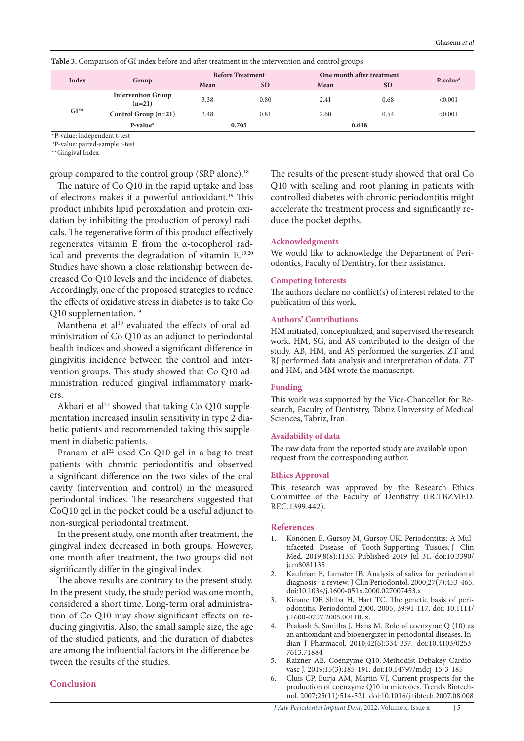**Table 3.** Comparison of GI index before and after treatment in the intervention and control groups

| Index | Group | Before Treatment | | One month after treatment | | P-value[#] |
|---|---|---|---|---|---|---|
| | | Mean | SD | Mean | SD | |
| GI** | Intervention Group (n=21) | 3.38 | 0.80 | 2.41 | 0.68 | <0.001 |
| | Control Group (n=21) | 3.48 | 0.81 | 2.60 | 0.54 | <0.001 |
| | P-value* | 0.705 | | 0.618 | | |

*P-value: independent t-test
[#]P-value: paired-sample t-test
**Gingival Index

group compared to the control group (SRP alone).[18]

The nature of Co Q10 in the rapid uptake and loss of electrons makes it a powerful antioxidant.[19] This product inhibits lipid peroxidation and protein oxidation by inhibiting the production of peroxyl radicals. The regenerative form of this product effectively regenerates vitamin E from the α-tocopherol radical and prevents the degradation of vitamin E.[19,20] Studies have shown a close relationship between decreased Co Q10 levels and the incidence of diabetes. Accordingly, one of the proposed strategies to reduce the effects of oxidative stress in diabetes is to take Co Q10 supplementation.[19]

Manthena et al[10] evaluated the effects of oral administration of Co Q10 as an adjunct to periodontal health indices and showed a significant difference in gingivitis incidence between the control and intervention groups. This study showed that Co Q10 administration reduced gingival inflammatory markers.

Akbari et al[21] showed that taking Co Q10 supplementation increased insulin sensitivity in type 2 diabetic patients and recommended taking this supplement in diabetic patients.

Pranam et al[22] used Co Q10 gel in a bag to treat patients with chronic periodontitis and observed a significant difference on the two sides of the oral cavity (intervention and control) in the measured periodontal indices. The researchers suggested that CoQ10 gel in the pocket could be a useful adjunct to non-surgical periodontal treatment.

In the present study, one month after treatment, the gingival index decreased in both groups. However, one month after treatment, the two groups did not significantly differ in the gingival index.

The above results are contrary to the present study. In the present study, the study period was one month, considered a short time. Long-term oral administration of Co Q10 may show significant effects on reducing gingivitis. Also, the small sample size, the age of the studied patients, and the duration of diabetes are among the influential factors in the difference between the results of the studies.

## Conclusion

The results of the present study showed that oral Co Q10 with scaling and root planing in patients with controlled diabetes with chronic periodontitis might accelerate the treatment process and significantly reduce the pocket depths.

## Acknowledgments

We would like to acknowledge the Department of Periodontics, Faculty of Dentistry, for their assistance.

## Competing Interests

The authors declare no conflict(s) of interest related to the publication of this work.

## Authors' Contributions

HM initiated, conceptualized, and supervised the research work. HM, SG, and AS contributed to the design of the study. AB, HM, and AS performed the surgeries. ZT and RJ performed data analysis and interpretation of data. ZT and HM, and MM wrote the manuscript.

## Funding

This work was supported by the Vice-Chancellor for Research, Faculty of Dentistry, Tabriz University of Medical Sciences, Tabriz, Iran.

## Availability of data

The raw data from the reported study are available upon request from the corresponding author.

## Ethics Approval

This research was approved by the Research Ethics Committee of the Faculty of Dentistry (IR.TBZMED.REC.1399.442).

## References

1. Könönen E, Gursoy M, Gursoy UK. Periodontitis: A Multifaceted Disease of Tooth-Supporting Tissues. J Clin Med. 2019;8(8):1135. Published 2019 Jul 31. doi:10.3390/jcm8081135
2. Kaufman E, Lamster IB. Analysis of saliva for periodontal diagnosis--a review. J Clin Periodontol. 2000;27(7):453-465. doi:10.1034/j.1600-051x.2000.027007453.x
3. Kinane DF, Shiba H, Hart TC. The genetic basis of periodontitis. Periodontol 2000. 2005; 39:91-117. doi: 10.1111/j.1600-0757.2005.00118. x.
4. Prakash S, Sunitha J, Hans M. Role of coenzyme Q (10) as an antioxidant and bioenergizer in periodontal diseases. Indian J Pharmacol. 2010;42(6):334-337. doi:10.4103/0253-7613.71884
5. Raizner AE. Coenzyme Q10. Methodist Debakey Cardiovasc J. 2019;15(3):185-191. doi:10.14797/mdcj-15-3-185
6. Cluis CP, Burja AM, Martin VJ. Current prospects for the production of coenzyme Q10 in microbes. Trends Biotechnol. 2007;25(11):514-521. doi:10.1016/j.tibtech.2007.08.008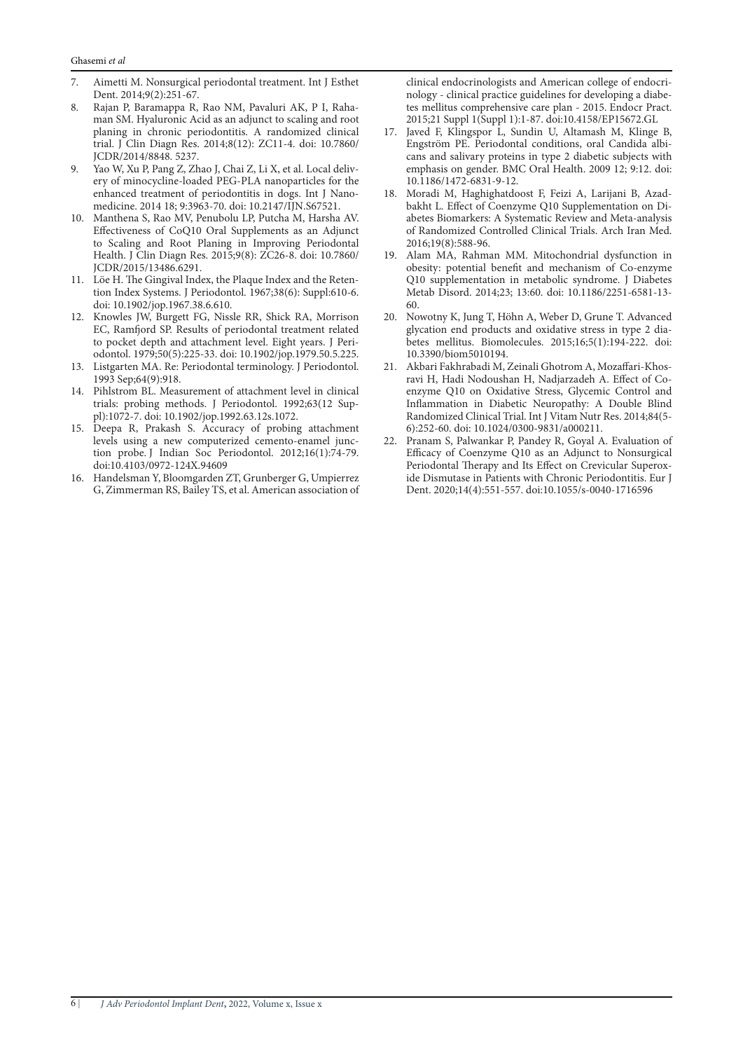7. Aimetti M. Nonsurgical periodontal treatment. Int J Esthet Dent. 2014;9(2):251-67.
8. Rajan P, Baramappa R, Rao NM, Pavaluri AK, P I, Rahaman SM. Hyaluronic Acid as an adjunct to scaling and root planing in chronic periodontitis. A randomized clinical trial. J Clin Diagn Res. 2014;8(12): ZC11-4. doi: 10.7860/JCDR/2014/8848. 5237.
9. Yao W, Xu P, Pang Z, Zhao J, Chai Z, Li X, et al. Local delivery of minocycline-loaded PEG-PLA nanoparticles for the enhanced treatment of periodontitis in dogs. Int J Nanomedicine. 2014 18; 9:3963-70. doi: 10.2147/IJN.S67521.
10. Manthena S, Rao MV, Penubolu LP, Putcha M, Harsha AV. Effectiveness of CoQ10 Oral Supplements as an Adjunct to Scaling and Root Planing in Improving Periodontal Health. J Clin Diagn Res. 2015;9(8): ZC26-8. doi: 10.7860/JCDR/2015/13486.6291.
11. Löe H. The Gingival Index, the Plaque Index and the Retention Index Systems. J Periodontol. 1967;38(6): Suppl:610-6. doi: 10.1902/jop.1967.38.6.610.
12. Knowles JW, Burgett FG, Nissle RR, Shick RA, Morrison EC, Ramfjord SP. Results of periodontal treatment related to pocket depth and attachment level. Eight years. J Periodontol. 1979;50(5):225-33. doi: 10.1902/jop.1979.50.5.225.
13. Listgarten MA. Re: Periodontal terminology. J Periodontol. 1993 Sep;64(9):918.
14. Pihlstrom BL. Measurement of attachment level in clinical trials: probing methods. J Periodontol. 1992;63(12 Suppl):1072-7. doi: 10.1902/jop.1992.63.12s.1072.
15. Deepa R, Prakash S. Accuracy of probing attachment levels using a new computerized cemento-enamel junction probe. J Indian Soc Periodontol. 2012;16(1):74-79. doi:10.4103/0972-124X.94609
16. Handelsman Y, Bloomgarden ZT, Grunberger G, Umpierrez G, Zimmerman RS, Bailey TS, et al. American association of clinical endocrinologists and American college of endocrinology - clinical practice guidelines for developing a diabetes mellitus comprehensive care plan - 2015. Endocr Pract. 2015;21 Suppl 1(Suppl 1):1-87. doi:10.4158/EP15672.GL
17. Javed F, Klingspor L, Sundin U, Altamash M, Klinge B, Engström PE. Periodontal conditions, oral Candida albicans and salivary proteins in type 2 diabetic subjects with emphasis on gender. BMC Oral Health. 2009 12; 9:12. doi: 10.1186/1472-6831-9-12.
18. Moradi M, Haghighatdoost F, Feizi A, Larijani B, Azadbakht L. Effect of Coenzyme Q10 Supplementation on Diabetes Biomarkers: A Systematic Review and Meta-analysis of Randomized Controlled Clinical Trials. Arch Iran Med. 2016;19(8):588-96.
19. Alam MA, Rahman MM. Mitochondrial dysfunction in obesity: potential benefit and mechanism of Co-enzyme Q10 supplementation in metabolic syndrome. J Diabetes Metab Disord. 2014;23; 13:60. doi: 10.1186/2251-6581-13-60.
20. Nowotny K, Jung T, Höhn A, Weber D, Grune T. Advanced glycation end products and oxidative stress in type 2 diabetes mellitus. Biomolecules. 2015;16;5(1):194-222. doi: 10.3390/biom5010194.
21. Akbari Fakhrabadi M, Zeinali Ghotrom A, Mozaffari-Khosravi H, Hadi Nodoushan H, Nadjarzadeh A. Effect of Coenzyme Q10 on Oxidative Stress, Glycemic Control and Inflammation in Diabetic Neuropathy: A Double Blind Randomized Clinical Trial. Int J Vitam Nutr Res. 2014;84(5-6):252-60. doi: 10.1024/0300-9831/a000211.
22. Pranam S, Palwankar P, Pandey R, Goyal A. Evaluation of Efficacy of Coenzyme Q10 as an Adjunct to Nonsurgical Periodontal Therapy and Its Effect on Crevicular Superoxide Dismutase in Patients with Chronic Periodontitis. Eur J Dent. 2020;14(4):551-557. doi:10.1055/s-0040-1716596